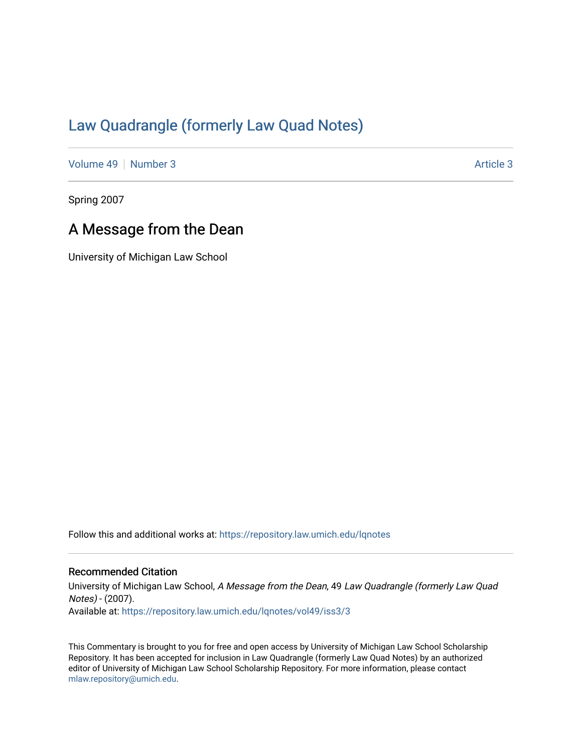# Law Quadrangle (formerly Law Quad Notes)

Volume 49 | Number 3 | Article 3

Spring 2007

## A Message from the Dean

University of Michigan Law School

Follow this and additional works at: https://repository.law.umich.edu/lqnotes

### Recommended Citation

University of Michigan Law School, *A Message from the Dean*, 49 *Law Quadrangle (formerly Law Quad Notes)* - (2007).
Available at: https://repository.law.umich.edu/lqnotes/vol49/iss3/3

This Commentary is brought to you for free and open access by University of Michigan Law School Scholarship Repository. It has been accepted for inclusion in Law Quadrangle (formerly Law Quad Notes) by an authorized editor of University of Michigan Law School Scholarship Repository. For more information, please contact mlaw.repository@umich.edu.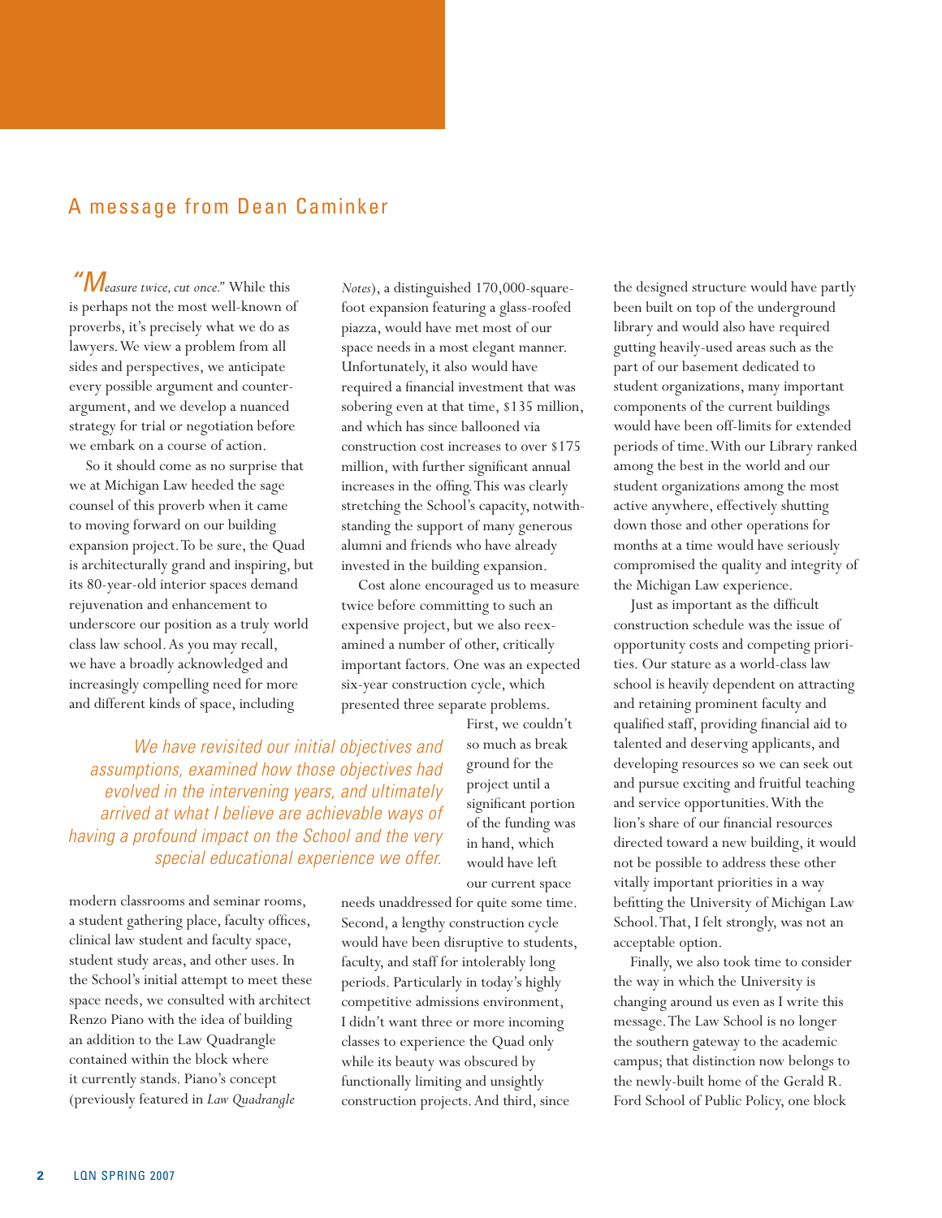## A message from Dean Caminker

*"Measure twice, cut once."* While this is perhaps not the most well-known of proverbs, it's precisely what we do as lawyers. We view a problem from all sides and perspectives, we anticipate every possible argument and counter-argument, and we develop a nuanced strategy for trial or negotiation before we embark on a course of action.

So it should come as no surprise that we at Michigan Law heeded the sage counsel of this proverb when it came to moving forward on our building expansion project. To be sure, the Quad is architecturally grand and inspiring, but its 80-year-old interior spaces demand rejuvenation and enhancement to underscore our position as a truly world class law school. As you may recall, we have a broadly acknowledged and increasingly compelling need for more and different kinds of space, including modern classrooms and seminar rooms, a student gathering place, faculty offices, clinical law student and faculty space, student study areas, and other uses. In the School's initial attempt to meet these space needs, we consulted with architect Renzo Piano with the idea of building an addition to the Law Quadrangle contained within the block where it currently stands. Piano's concept (previously featured in *Law Quadrangle Notes*), a distinguished 170,000-square-foot expansion featuring a glass-roofed piazza, would have met most of our space needs in a most elegant manner. Unfortunately, it also would have required a financial investment that was sobering even at that time, $135 million, and which has since ballooned via construction cost increases to over $175 million, with further significant annual increases in the offing. This was clearly stretching the School's capacity, notwithstanding the support of many generous alumni and friends who have already invested in the building expansion.

> *We have revisited our initial objectives and assumptions, examined how those objectives had evolved in the intervening years, and ultimately arrived at what I believe are achievable ways of having a profound impact on the School and the very special educational experience we offer.*

Cost alone encouraged us to measure twice before committing to such an expensive project, but we also reexamined a number of other, critically important factors. One was an expected six-year construction cycle, which presented three separate problems. First, we couldn't so much as break ground for the project until a significant portion of the funding was in hand, which would have left our current space needs unaddressed for quite some time. Second, a lengthy construction cycle would have been disruptive to students, faculty, and staff for intolerably long periods. Particularly in today's highly competitive admissions environment, I didn't want three or more incoming classes to experience the Quad only while its beauty was obscured by functionally limiting and unsightly construction projects. And third, since the designed structure would have partly been built on top of the underground library and would also have required gutting heavily-used areas such as the part of our basement dedicated to student organizations, many important components of the current buildings would have been off-limits for extended periods of time. With our Library ranked among the best in the world and our student organizations among the most active anywhere, effectively shutting down those and other operations for months at a time would have seriously compromised the quality and integrity of the Michigan Law experience.

Just as important as the difficult construction schedule was the issue of opportunity costs and competing priorities. Our stature as a world-class law school is heavily dependent on attracting and retaining prominent faculty and qualified staff, providing financial aid to talented and deserving applicants, and developing resources so we can seek out and pursue exciting and fruitful teaching and service opportunities. With the lion's share of our financial resources directed toward a new building, it would not be possible to address these other vitally important priorities in a way befitting the University of Michigan Law School. That, I felt strongly, was not an acceptable option.

Finally, we also took time to consider the way in which the University is changing around us even as I write this message. The Law School is no longer the southern gateway to the academic campus; that distinction now belongs to the newly-built home of the Gerald R. Ford School of Public Policy, one block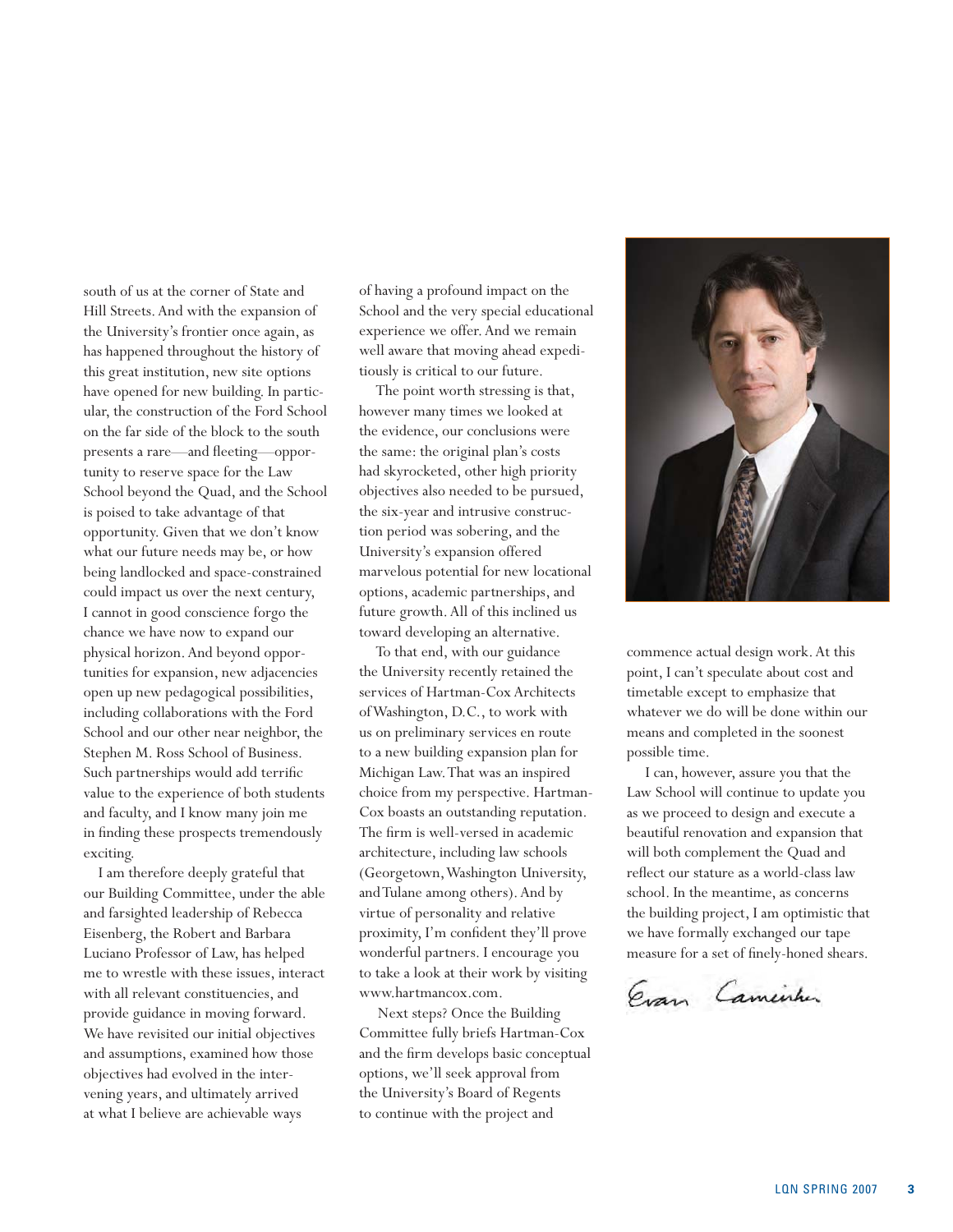south of us at the corner of State and Hill Streets. And with the expansion of the University's frontier once again, as has happened throughout the history of this great institution, new site options have opened for new building. In particular, the construction of the Ford School on the far side of the block to the south presents a rare—and fleeting—opportunity to reserve space for the Law School beyond the Quad, and the School is poised to take advantage of that opportunity. Given that we don't know what our future needs may be, or how being landlocked and space-constrained could impact us over the next century, I cannot in good conscience forgo the chance we have now to expand our physical horizon. And beyond opportunities for expansion, new adjacencies open up new pedagogical possibilities, including collaborations with the Ford School and our other near neighbor, the Stephen M. Ross School of Business. Such partnerships would add terrific value to the experience of both students and faculty, and I know many join me in finding these prospects tremendously exciting.

I am therefore deeply grateful that our Building Committee, under the able and farsighted leadership of Rebecca Eisenberg, the Robert and Barbara Luciano Professor of Law, has helped me to wrestle with these issues, interact with all relevant constituencies, and provide guidance in moving forward. We have revisited our initial objectives and assumptions, examined how those objectives had evolved in the intervening years, and ultimately arrived at what I believe are achievable ways of having a profound impact on the School and the very special educational experience we offer. And we remain well aware that moving ahead expeditiously is critical to our future.

The point worth stressing is that, however many times we looked at the evidence, our conclusions were the same: the original plan's costs had skyrocketed, other high priority objectives also needed to be pursued, the six-year and intrusive construction period was sobering, and the University's expansion offered marvelous potential for new locational options, academic partnerships, and future growth. All of this inclined us toward developing an alternative.

To that end, with our guidance the University recently retained the services of Hartman-Cox Architects of Washington, D.C., to work with us on preliminary services en route to a new building expansion plan for Michigan Law. That was an inspired choice from my perspective. Hartman-Cox boasts an outstanding reputation. The firm is well-versed in academic architecture, including law schools (Georgetown, Washington University, and Tulane among others). And by virtue of personality and relative proximity, I'm confident they'll prove wonderful partners. I encourage you to take a look at their work by visiting www.hartmancox.com.

Next steps? Once the Building Committee fully briefs Hartman-Cox and the firm develops basic conceptual options, we'll seek approval from the University's Board of Regents to continue with the project and commence actual design work. At this point, I can't speculate about cost and timetable except to emphasize that whatever we do will be done within our means and completed in the soonest possible time.

I can, however, assure you that the Law School will continue to update you as we proceed to design and execute a beautiful renovation and expansion that will both complement the Quad and reflect our stature as a world-class law school. In the meantime, as concerns the building project, I am optimistic that we have formally exchanged our tape measure for a set of finely-honed shears.

Evan Caminker